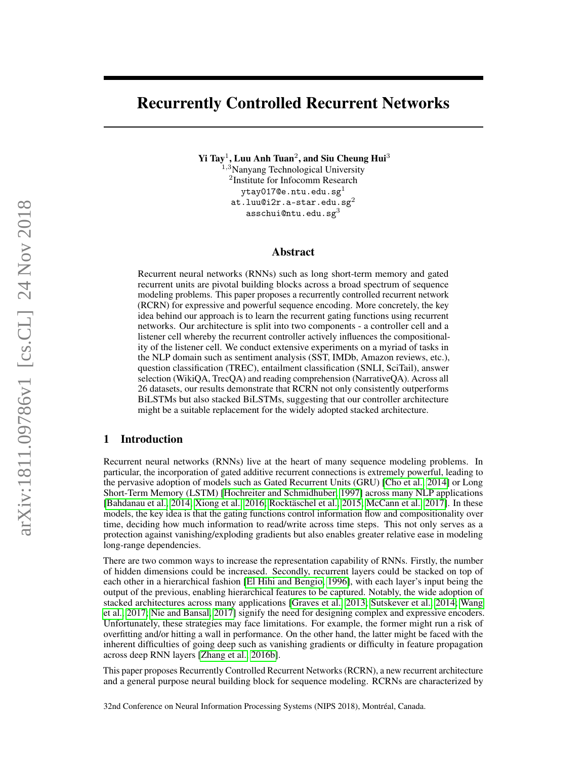# Recurrently Controlled Recurrent Networks

**Yi Tay**[1], **Luu Anh Tuan**[2], **and Siu Cheung Hui**[3]

[1,3]Nanyang Technological University
[2]Institute for Infocomm Research
ytay017@e.ntu.edu.sg[1]
at.luu@i2r.a-star.edu.sg[2]
asschui@ntu.edu.sg[3]

## Abstract

Recurrent neural networks (RNNs) such as long short-term memory and gated recurrent units are pivotal building blocks across a broad spectrum of sequence modeling problems. This paper proposes a recurrently controlled recurrent network (RCRN) for expressive and powerful sequence encoding. More concretely, the key idea behind our approach is to learn the recurrent gating functions using recurrent networks. Our architecture is split into two components - a controller cell and a listener cell whereby the recurrent controller actively influences the compositionality of the listener cell. We conduct extensive experiments on a myriad of tasks in the NLP domain such as sentiment analysis (SST, IMDb, Amazon reviews, etc.), question classification (TREC), entailment classification (SNLI, SciTail), answer selection (WikiQA, TrecQA) and reading comprehension (NarrativeQA). Across all 26 datasets, our results demonstrate that RCRN not only consistently outperforms BiLSTMs but also stacked BiLSTMs, suggesting that our controller architecture might be a suitable replacement for the widely adopted stacked architecture.

## 1 Introduction

Recurrent neural networks (RNNs) live at the heart of many sequence modeling problems. In particular, the incorporation of gated additive recurrent connections is extremely powerful, leading to the pervasive adoption of models such as Gated Recurrent Units (GRU) [Cho et al., 2014] or Long Short-Term Memory (LSTM) [Hochreiter and Schmidhuber, 1997] across many NLP applications [Bahdanau et al., 2014, Xiong et al., 2016, Rocktäschel et al., 2015, McCann et al., 2017]. In these models, the key idea is that the gating functions control information flow and compositionality over time, deciding how much information to read/write across time steps. This not only serves as a protection against vanishing/exploding gradients but also enables greater relative ease in modeling long-range dependencies.

There are two common ways to increase the representation capability of RNNs. Firstly, the number of hidden dimensions could be increased. Secondly, recurrent layers could be stacked on top of each other in a hierarchical fashion [El Hihi and Bengio, 1996], with each layer's input being the output of the previous, enabling hierarchical features to be captured. Notably, the wide adoption of stacked architectures across many applications [Graves et al., 2013, Sutskever et al., 2014, Wang et al., 2017, Nie and Bansal, 2017] signify the need for designing complex and expressive encoders. Unfortunately, these strategies may face limitations. For example, the former might run a risk of overfitting and/or hitting a wall in performance. On the other hand, the latter might be faced with the inherent difficulties of going deep such as vanishing gradients or difficulty in feature propagation across deep RNN layers [Zhang et al., 2016b].

This paper proposes Recurrently Controlled Recurrent Networks (RCRN), a new recurrent architecture and a general purpose neural building block for sequence modeling. RCRNs are characterized by

32nd Conference on Neural Information Processing Systems (NIPS 2018), Montréal, Canada.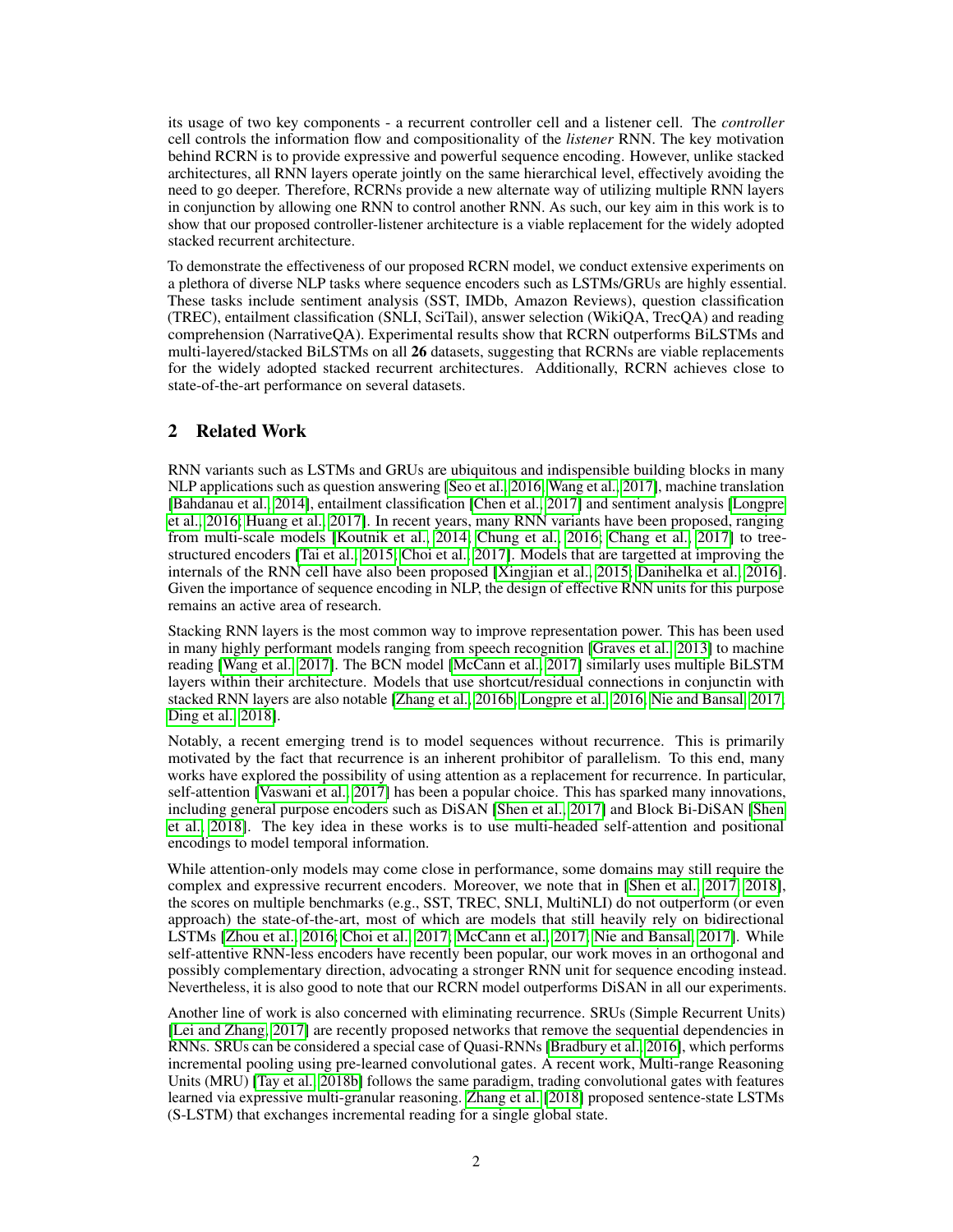its usage of two key components - a recurrent controller cell and a listener cell. The *controller* cell controls the information flow and compositionality of the *listener* RNN. The key motivation behind RCRN is to provide expressive and powerful sequence encoding. However, unlike stacked architectures, all RNN layers operate jointly on the same hierarchical level, effectively avoiding the need to go deeper. Therefore, RCRNs provide a new alternate way of utilizing multiple RNN layers in conjunction by allowing one RNN to control another RNN. As such, our key aim in this work is to show that our proposed controller-listener architecture is a viable replacement for the widely adopted stacked recurrent architecture.

To demonstrate the effectiveness of our proposed RCRN model, we conduct extensive experiments on a plethora of diverse NLP tasks where sequence encoders such as LSTMs/GRUs are highly essential. These tasks include sentiment analysis (SST, IMDb, Amazon Reviews), question classification (TREC), entailment classification (SNLI, SciTail), answer selection (WikiQA, TrecQA) and reading comprehension (NarrativeQA). Experimental results show that RCRN outperforms BiLSTMs and multi-layered/stacked BiLSTMs on all **26** datasets, suggesting that RCRNs are viable replacements for the widely adopted stacked recurrent architectures. Additionally, RCRN achieves close to state-of-the-art performance on several datasets.

## 2 Related Work

RNN variants such as LSTMs and GRUs are ubiquitous and indispensible building blocks in many NLP applications such as question answering [Seo et al., 2016, Wang et al., 2017], machine translation [Bahdanau et al., 2014], entailment classification [Chen et al., 2017] and sentiment analysis [Longpre et al., 2016, Huang et al., 2017]. In recent years, many RNN variants have been proposed, ranging from multi-scale models [Koutnik et al., 2014, Chung et al., 2016, Chang et al., 2017] to tree-structured encoders [Tai et al., 2015, Choi et al., 2017]. Models that are targetted at improving the internals of the RNN cell have also been proposed [Xingjian et al., 2015, Danihelka et al., 2016]. Given the importance of sequence encoding in NLP, the design of effective RNN units for this purpose remains an active area of research.

Stacking RNN layers is the most common way to improve representation power. This has been used in many highly performant models ranging from speech recognition [Graves et al., 2013] to machine reading [Wang et al., 2017]. The BCN model [McCann et al., 2017] similarly uses multiple BiLSTM layers within their architecture. Models that use shortcut/residual connections in conjunctin with stacked RNN layers are also notable [Zhang et al., 2016b, Longpre et al., 2016, Nie and Bansal, 2017, Ding et al., 2018].

Notably, a recent emerging trend is to model sequences without recurrence. This is primarily motivated by the fact that recurrence is an inherent prohibitor of parallelism. To this end, many works have explored the possibility of using attention as a replacement for recurrence. In particular, self-attention [Vaswani et al., 2017] has been a popular choice. This has sparked many innovations, including general purpose encoders such as DiSAN [Shen et al., 2017] and Block Bi-DiSAN [Shen et al., 2018]. The key idea in these works is to use multi-headed self-attention and positional encodings to model temporal information.

While attention-only models may come close in performance, some domains may still require the complex and expressive recurrent encoders. Moreover, we note that in [Shen et al., 2017, 2018], the scores on multiple benchmarks (e.g., SST, TREC, SNLI, MultiNLI) do not outperform (or even approach) the state-of-the-art, most of which are models that still heavily rely on bidirectional LSTMs [Zhou et al., 2016, Choi et al., 2017, McCann et al., 2017, Nie and Bansal, 2017]. While self-attentive RNN-less encoders have recently been popular, our work moves in an orthogonal and possibly complementary direction, advocating a stronger RNN unit for sequence encoding instead. Nevertheless, it is also good to note that our RCRN model outperforms DiSAN in all our experiments.

Another line of work is also concerned with eliminating recurrence. SRUs (Simple Recurrent Units) [Lei and Zhang, 2017] are recently proposed networks that remove the sequential dependencies in RNNs. SRUs can be considered a special case of Quasi-RNNs [Bradbury et al., 2016], which performs incremental pooling using pre-learned convolutional gates. A recent work, Multi-range Reasoning Units (MRU) [Tay et al., 2018b] follows the same paradigm, trading convolutional gates with features learned via expressive multi-granular reasoning. Zhang et al. [2018] proposed sentence-state LSTMs (S-LSTM) that exchanges incremental reading for a single global state.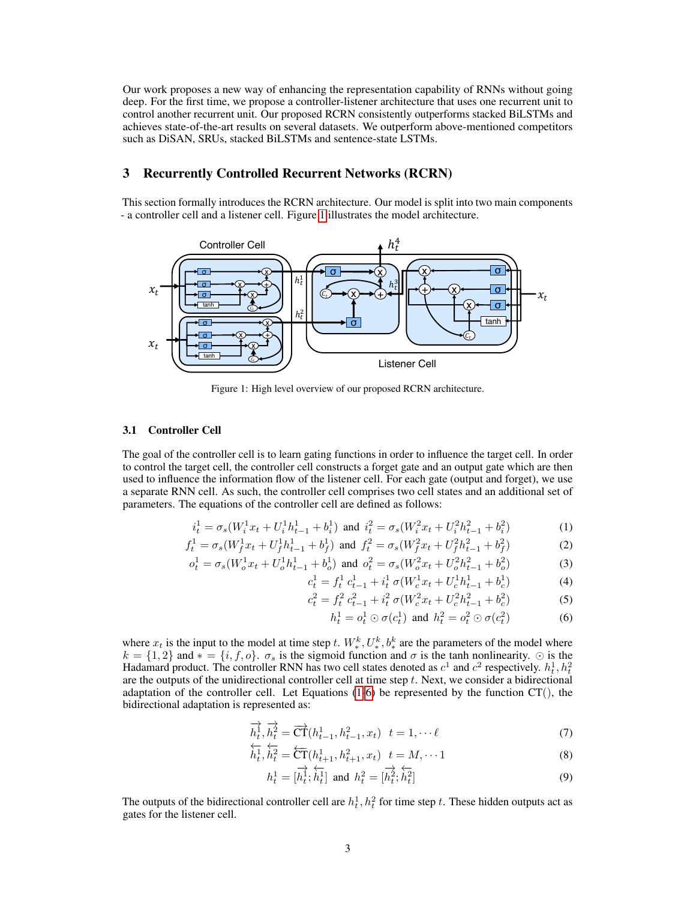Our work proposes a new way of enhancing the representation capability of RNNs without going deep. For the first time, we propose a controller-listener architecture that uses one recurrent unit to control another recurrent unit. Our proposed RCRN consistently outperforms stacked BiLSTMs and achieves state-of-the-art results on several datasets. We outperform above-mentioned competitors such as DiSAN, SRUs, stacked BiLSTMs and sentence-state LSTMs.

## 3 Recurrently Controlled Recurrent Networks (RCRN)

This section formally introduces the RCRN architecture. Our model is split into two main components - a controller cell and a listener cell. Figure 1 illustrates the model architecture.

Figure 1: High level overview of our proposed RCRN architecture.

### 3.1 Controller Cell

The goal of the controller cell is to learn gating functions in order to influence the target cell. In order to control the target cell, the controller cell constructs a forget gate and an output gate which are then used to influence the information flow of the listener cell. For each gate (output and forget), we use a separate RNN cell. As such, the controller cell comprises two cell states and an additional set of parameters. The equations of the controller cell are defined as follows:

$$i_t^1 = \sigma_s(W_i^1 x_t + U_i^1 h_{t-1}^1 + b_i^1) \text{ and } i_t^2 = \sigma_s(W_i^2 x_t + U_i^2 h_{t-1}^2 + b_i^2) \tag{1}$$

$$f_t^1 = \sigma_s(W_f^1 x_t + U_f^1 h_{t-1}^1 + b_f^1) \text{ and } f_t^2 = \sigma_s(W_f^2 x_t + U_f^2 h_{t-1}^2 + b_f^2) \tag{2}$$

$$o_t^1 = \sigma_s(W_o^1 x_t + U_o^1 h_{t-1}^1 + b_o^1) \text{ and } o_t^2 = \sigma_s(W_o^2 x_t + U_o^2 h_{t-1}^2 + b_o^2) \tag{3}$$

$$c_t^1 = f_t^1 \, c_{t-1}^1 + i_t^1 \, \sigma(W_c^1 x_t + U_c^1 h_{t-1}^1 + b_c^1) \tag{4}$$

$$c_t^2 = f_t^2 \, c_{t-1}^2 + i_t^2 \, \sigma(W_c^2 x_t + U_c^2 h_{t-1}^2 + b_c^2) \tag{5}$$

$$h_t^1 = o_t^1 \odot \sigma(c_t^1) \text{ and } h_t^2 = o_t^2 \odot \sigma(c_t^2) \tag{6}$$

where $x_t$ is the input to the model at time step $t$. $W_*^k, U_*^k, b_*^k$ are the parameters of the model where $k = \{1, 2\}$ and $* = \{i, f, o\}$. $\sigma_s$ is the sigmoid function and $\sigma$ is the tanh nonlinearity. $\odot$ is the Hadamard product. The controller RNN has two cell states denoted as $c^1$ and $c^2$ respectively. $h_t^1, h_t^2$ are the outputs of the unidirectional controller cell at time step $t$. Next, we consider a bidirectional adaptation of the controller cell. Let Equations (1-6) be represented by the function CT(), the bidirectional adaptation is represented as:

$$\overrightarrow{h_t^1}, \overrightarrow{h_t^2} = \overrightarrow{\text{CT}}(h_{t-1}^1, h_{t-1}^2, x_t) \quad t = 1, \cdots \ell \tag{7}$$

$$\overleftarrow{h_t^1}, \overleftarrow{h_t^2} = \overleftarrow{\text{CT}}(h_{t+1}^1, h_{t+1}^2, x_t) \quad t = M, \cdots 1 \tag{8}$$

$$h_t^1 = [\overrightarrow{h_t^1}; \overleftarrow{h_t^1}] \text{ and } h_t^2 = [\overrightarrow{h_t^2}; \overleftarrow{h_t^2}] \tag{9}$$

The outputs of the bidirectional controller cell are $h_t^1, h_t^2$ for time step $t$. These hidden outputs act as gates for the listener cell.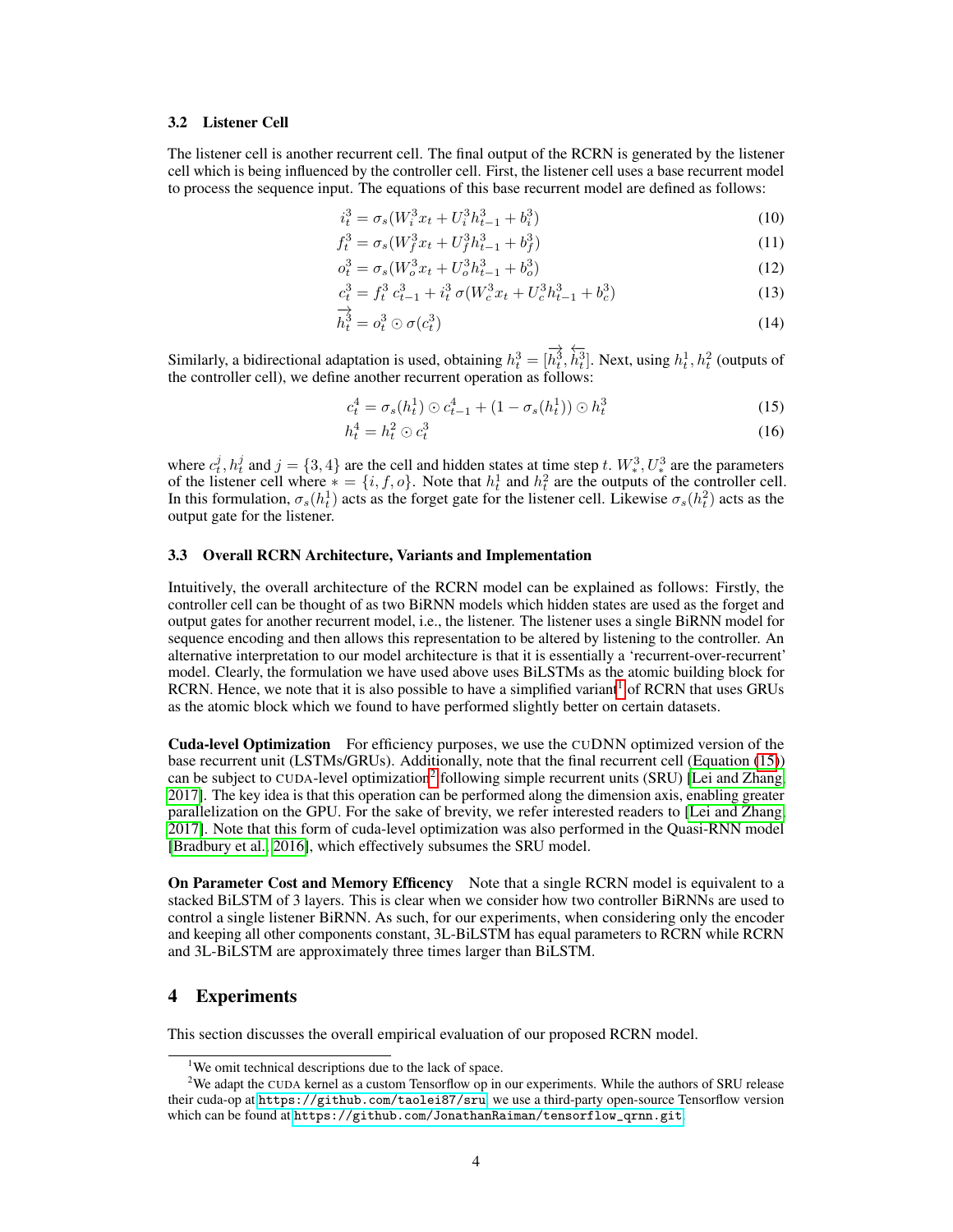### 3.2 Listener Cell

The listener cell is another recurrent cell. The final output of the RCRN is generated by the listener cell which is being influenced by the controller cell. First, the listener cell uses a base recurrent model to process the sequence input. The equations of this base recurrent model are defined as follows:

$$i_t^3 = \sigma_s(W_i^3 x_t + U_i^3 h_{t-1}^3 + b_i^3) \tag{10}$$

$$f_t^3 = \sigma_s(W_f^3 x_t + U_f^3 h_{t-1}^3 + b_f^3) \tag{11}$$

$$o_t^3 = \sigma_s(W_o^3 x_t + U_o^3 h_{t-1}^3 + b_o^3) \tag{12}$$

$$c_t^3 = f_t^3 \, c_{t-1}^3 + i_t^3 \, \sigma(W_c^3 x_t + U_c^3 h_{t-1}^3 + b_c^3) \tag{13}$$

$$\overrightarrow{h_t^3} = o_t^3 \odot \sigma(c_t^3) \tag{14}$$

Similarly, a bidirectional adaptation is used, obtaining $h_t^3 = [\overrightarrow{h_t^3}, \overleftarrow{h_t^3}]$. Next, using $h_t^1, h_t^2$ (outputs of the controller cell), we define another recurrent operation as follows:

$$c_t^4 = \sigma_s(h_t^1) \odot c_{t-1}^4 + (1 - \sigma_s(h_t^1)) \odot h_t^3 \tag{15}$$

$$h_t^4 = h_t^2 \odot c_t^3 \tag{16}$$

where $c_t^j, h_t^j$ and $j = \{3, 4\}$ are the cell and hidden states at time step $t$. $W_*^3, U_*^3$ are the parameters of the listener cell where $* = \{i, f, o\}$. Note that $h_t^1$ and $h_t^2$ are the outputs of the controller cell. In this formulation, $\sigma_s(h_t^1)$ acts as the forget gate for the listener cell. Likewise $\sigma_s(h_t^2)$ acts as the output gate for the listener.

### 3.3 Overall RCRN Architecture, Variants and Implementation

Intuitively, the overall architecture of the RCRN model can be explained as follows: Firstly, the controller cell can be thought of as two BiRNN models which hidden states are used as the forget and output gates for another recurrent model, i.e., the listener. The listener uses a single BiRNN model for sequence encoding and then allows this representation to be altered by listening to the controller. An alternative interpretation to our model architecture is that it is essentially a 'recurrent-over-recurrent' model. Clearly, the formulation we have used above uses BiLSTMs as the atomic building block for RCRN. Hence, we note that it is also possible to have a simplified variant[1] of RCRN that uses GRUs as the atomic block which we found to have performed slightly better on certain datasets.

**Cuda-level Optimization** For efficiency purposes, we use the CUDNN optimized version of the base recurrent unit (LSTMs/GRUs). Additionally, note that the final recurrent cell (Equation (15)) can be subject to CUDA-level optimization[2] following simple recurrent units (SRU) [Lei and Zhang, 2017]. The key idea is that this operation can be performed along the dimension axis, enabling greater parallelization on the GPU. For the sake of brevity, we refer interested readers to [Lei and Zhang, 2017]. Note that this form of cuda-level optimization was also performed in the Quasi-RNN model [Bradbury et al., 2016], which effectively subsumes the SRU model.

**On Parameter Cost and Memory Efficency** Note that a single RCRN model is equivalent to a stacked BiLSTM of 3 layers. This is clear when we consider how two controller BiRNNs are used to control a single listener BiRNN. As such, for our experiments, when considering only the encoder and keeping all other components constant, 3L-BiLSTM has equal parameters to RCRN while RCRN and 3L-BiLSTM are approximately three times larger than BiLSTM.

## 4 Experiments

This section discusses the overall empirical evaluation of our proposed RCRN model.

---

[1] We omit technical descriptions due to the lack of space.

[2] We adapt the CUDA kernel as a custom Tensorflow op in our experiments. While the authors of SRU release their cuda-op at https://github.com/taolei87/sru, we use a third-party open-source Tensorflow version which can be found at https://github.com/JonathanRaiman/tensorflow_qrnn.git.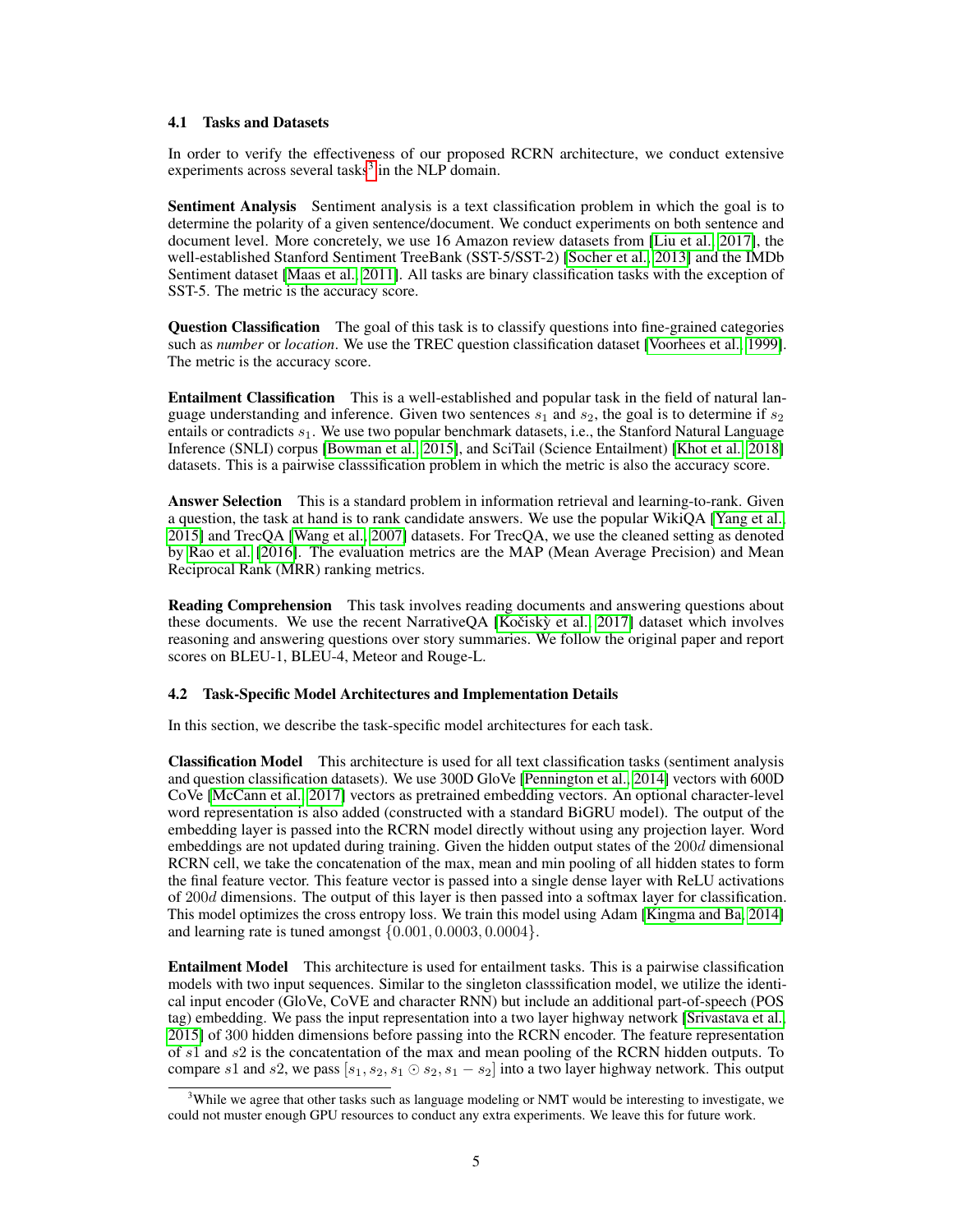### 4.1 Tasks and Datasets

In order to verify the effectiveness of our proposed RCRN architecture, we conduct extensive experiments across several tasks[3] in the NLP domain.

**Sentiment Analysis** Sentiment analysis is a text classification problem in which the goal is to determine the polarity of a given sentence/document. We conduct experiments on both sentence and document level. More concretely, we use 16 Amazon review datasets from [Liu et al., 2017], the well-established Stanford Sentiment TreeBank (SST-5/SST-2) [Socher et al., 2013] and the IMDb Sentiment dataset [Maas et al., 2011]. All tasks are binary classification tasks with the exception of SST-5. The metric is the accuracy score.

**Question Classification** The goal of this task is to classify questions into fine-grained categories such as *number* or *location*. We use the TREC question classification dataset [Voorhees et al., 1999]. The metric is the accuracy score.

**Entailment Classification** This is a well-established and popular task in the field of natural language understanding and inference. Given two sentences $s_1$ and $s_2$, the goal is to determine if $s_2$ entails or contradicts $s_1$. We use two popular benchmark datasets, i.e., the Stanford Natural Language Inference (SNLI) corpus [Bowman et al., 2015], and SciTail (Science Entailment) [Khot et al., 2018] datasets. This is a pairwise classsification problem in which the metric is also the accuracy score.

**Answer Selection** This is a standard problem in information retrieval and learning-to-rank. Given a question, the task at hand is to rank candidate answers. We use the popular WikiQA [Yang et al., 2015] and TrecQA [Wang et al., 2007] datasets. For TrecQA, we use the cleaned setting as denoted by Rao et al. [2016]. The evaluation metrics are the MAP (Mean Average Precision) and Mean Reciprocal Rank (MRR) ranking metrics.

**Reading Comprehension** This task involves reading documents and answering questions about these documents. We use the recent NarrativeQA [Kočiskỳ et al., 2017] dataset which involves reasoning and answering questions over story summaries. We follow the original paper and report scores on BLEU-1, BLEU-4, Meteor and Rouge-L.

### 4.2 Task-Specific Model Architectures and Implementation Details

In this section, we describe the task-specific model architectures for each task.

**Classification Model** This architecture is used for all text classification tasks (sentiment analysis and question classification datasets). We use 300D GloVe [Pennington et al., 2014] vectors with 600D CoVe [McCann et al., 2017] vectors as pretrained embedding vectors. An optional character-level word representation is also added (constructed with a standard BiGRU model). The output of the embedding layer is passed into the RCRN model directly without using any projection layer. Word embeddings are not updated during training. Given the hidden output states of the $200d$ dimensional RCRN cell, we take the concatenation of the max, mean and min pooling of all hidden states to form the final feature vector. This feature vector is passed into a single dense layer with ReLU activations of $200d$ dimensions. The output of this layer is then passed into a softmax layer for classification. This model optimizes the cross entropy loss. We train this model using Adam [Kingma and Ba, 2014] and learning rate is tuned amongst $\{0.001, 0.0003, 0.0004\}$.

**Entailment Model** This architecture is used for entailment tasks. This is a pairwise classification models with two input sequences. Similar to the singleton classsification model, we utilize the identical input encoder (GloVe, CoVE and character RNN) but include an additional part-of-speech (POS tag) embedding. We pass the input representation into a two layer highway network [Srivastava et al., 2015] of 300 hidden dimensions before passing into the RCRN encoder. The feature representation of $s1$ and $s2$ is the concatentation of the max and mean pooling of the RCRN hidden outputs. To compare $s1$ and $s2$, we pass $[s_1, s_2, s_1 \odot s_2, s_1 - s_2]$ into a two layer highway network. This output

[3] While we agree that other tasks such as language modeling or NMT would be interesting to investigate, we could not muster enough GPU resources to conduct any extra experiments. We leave this for future work.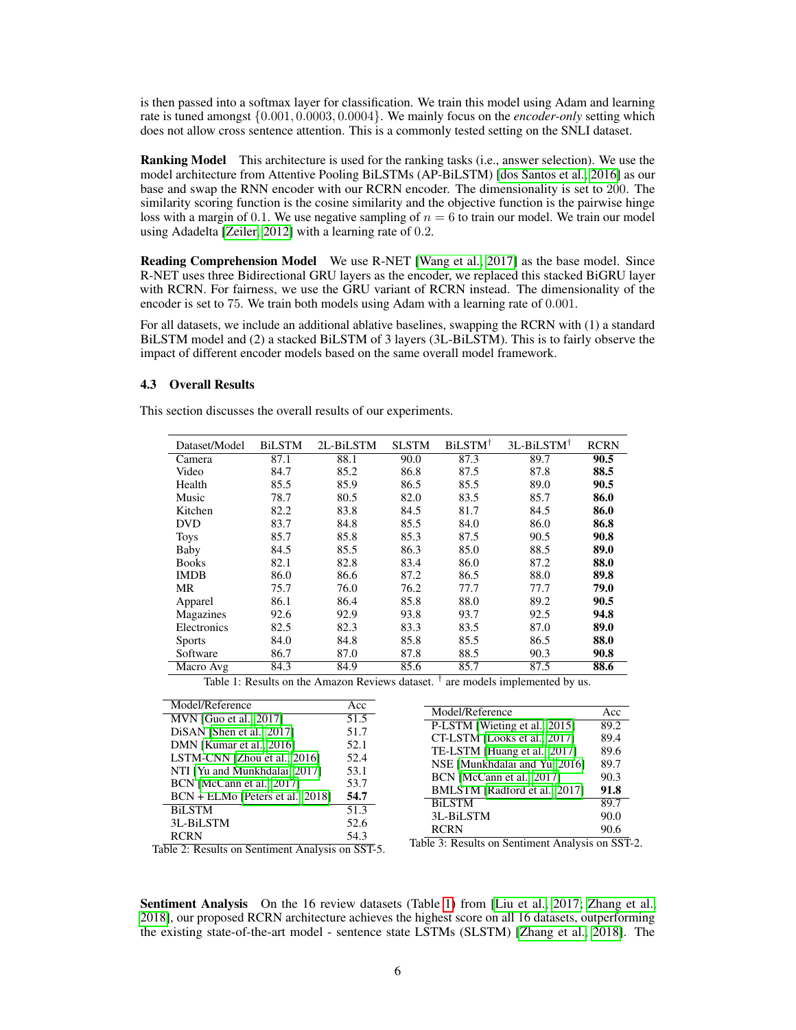is then passed into a softmax layer for classification. We train this model using Adam and learning rate is tuned amongst $\{0.001, 0.0003, 0.0004\}$. We mainly focus on the *encoder-only* setting which does not allow cross sentence attention. This is a commonly tested setting on the SNLI dataset.

**Ranking Model** This architecture is used for the ranking tasks (i.e., answer selection). We use the model architecture from Attentive Pooling BiLSTMs (AP-BiLSTM) [dos Santos et al., 2016] as our base and swap the RNN encoder with our RCRN encoder. The dimensionality is set to 200. The similarity scoring function is the cosine similarity and the objective function is the pairwise hinge loss with a margin of 0.1. We use negative sampling of $n = 6$ to train our model. We train our model using Adadelta [Zeiler, 2012] with a learning rate of 0.2.

**Reading Comprehension Model** We use R-NET [Wang et al., 2017] as the base model. Since R-NET uses three Bidirectional GRU layers as the encoder, we replaced this stacked BiGRU layer with RCRN. For fairness, we use the GRU variant of RCRN instead. The dimensionality of the encoder is set to 75. We train both models using Adam with a learning rate of 0.001.

For all datasets, we include an additional ablative baselines, swapping the RCRN with (1) a standard BiLSTM model and (2) a stacked BiLSTM of 3 layers (3L-BiLSTM). This is to fairly observe the impact of different encoder models based on the same overall model framework.

### 4.3 Overall Results

This section discusses the overall results of our experiments.

| Dataset/Model | BiLSTM | 2L-BiLSTM | SLSTM | BiLSTM[†] | 3L-BiLSTM[†] | RCRN |
|---|---|---|---|---|---|---|
| Camera | 87.1 | 88.1 | 90.0 | 87.3 | 89.7 | **90.5** |
| Video | 84.7 | 85.2 | 86.8 | 87.5 | 87.8 | **88.5** |
| Health | 85.5 | 85.9 | 86.5 | 85.5 | 89.0 | **90.5** |
| Music | 78.7 | 80.5 | 82.0 | 83.5 | 85.7 | **86.0** |
| Kitchen | 82.2 | 83.8 | 84.5 | 81.7 | 84.5 | **86.0** |
| DVD | 83.7 | 84.8 | 85.5 | 84.0 | 86.0 | **86.8** |
| Toys | 85.7 | 85.8 | 85.3 | 87.5 | 90.5 | **90.8** |
| Baby | 84.5 | 85.5 | 86.3 | 85.0 | 88.5 | **89.0** |
| Books | 82.1 | 82.8 | 83.4 | 86.0 | 87.2 | **88.0** |
| IMDB | 86.0 | 86.6 | 87.2 | 86.5 | 88.0 | **89.8** |
| MR | 75.7 | 76.0 | 76.2 | 77.7 | 77.7 | **79.0** |
| Apparel | 86.1 | 86.4 | 85.8 | 88.0 | 89.2 | **90.5** |
| Magazines | 92.6 | 92.9 | 93.8 | 93.7 | 92.5 | **94.8** |
| Electronics | 82.5 | 82.3 | 83.3 | 83.5 | 87.0 | **89.0** |
| Sports | 84.0 | 84.8 | 85.8 | 85.5 | 86.5 | **88.0** |
| Software | 86.7 | 87.0 | 87.8 | 88.5 | 90.3 | **90.8** |
| Macro Avg | 84.3 | 84.9 | 85.6 | 85.7 | 87.5 | **88.6** |

Table 1: Results on the Amazon Reviews dataset. [†] are models implemented by us.

| Model/Reference | Acc |
|---|---|
| MVN [Guo et al., 2017] | 51.5 |
| DiSAN [Shen et al., 2017] | 51.7 |
| DMN [Kumar et al., 2016] | 52.1 |
| LSTM-CNN [Zhou et al., 2016] | 52.4 |
| NTI [Yu and Munkhdalai, 2017] | 53.1 |
| BCN [McCann et al., 2017] | 53.7 |
| BCN + ELMo [Peters et al., 2018] | **54.7** |
| BiLSTM | 51.3 |
| 3L-BiLSTM | 52.6 |
| RCRN | 54.3 |

Table 2: Results on Sentiment Analysis on SST-5.

| Model/Reference | Acc |
|---|---|
| P-LSTM [Wieting et al., 2015] | 89.2 |
| CT-LSTM [Looks et al., 2017] | 89.4 |
| TE-LSTM [Huang et al., 2017] | 89.6 |
| NSE [Munkhdalai and Yu, 2016] | 89.7 |
| BCN [McCann et al., 2017] | 90.3 |
| BMLSTM [Radford et al., 2017] | **91.8** |
| BiLSTM | 89.7 |
| 3L-BiLSTM | 90.0 |
| RCRN | 90.6 |

Table 3: Results on Sentiment Analysis on SST-2.

**Sentiment Analysis** On the 16 review datasets (Table 1) from [Liu et al., 2017, Zhang et al., 2018], our proposed RCRN architecture achieves the highest score on all 16 datasets, outperforming the existing state-of-the-art model - sentence state LSTMs (SLSTM) [Zhang et al., 2018]. The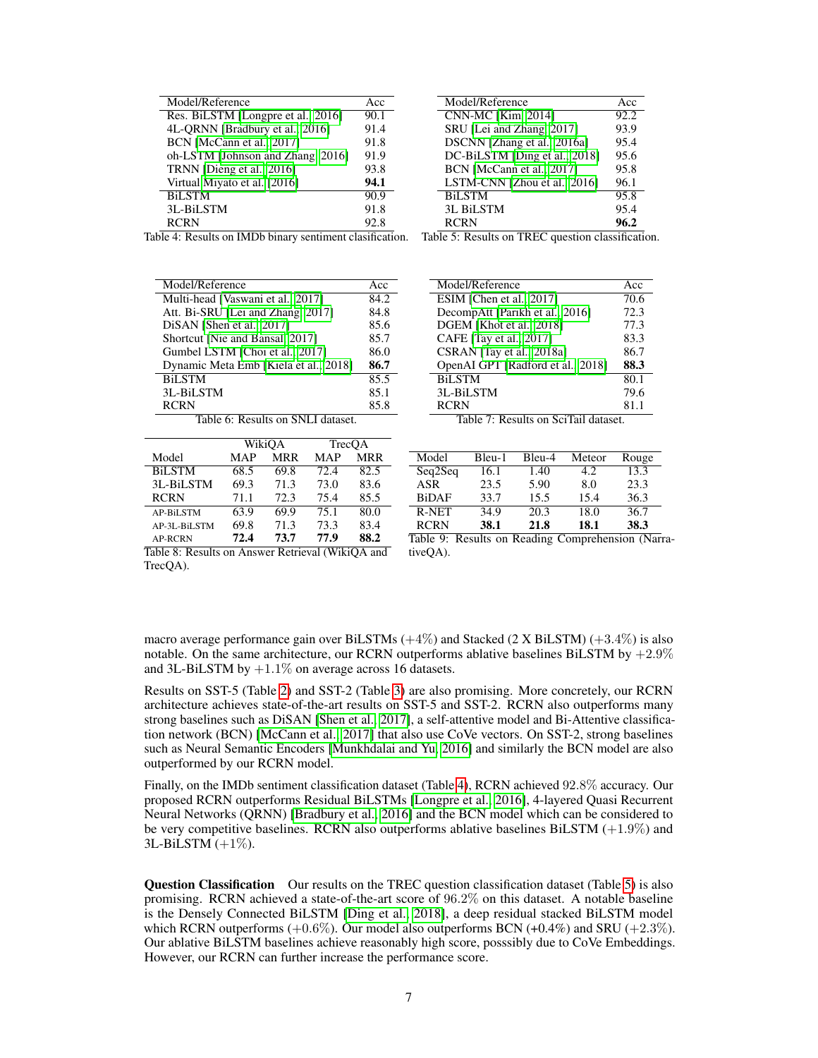| Model/Reference | Acc |
| --- | --- |
| Res. BiLSTM [Longpre et al., 2016] | 90.1 |
| 4L-QRNN [Bradbury et al., 2016] | 91.4 |
| BCN [McCann et al., 2017] | 91.8 |
| oh-LSTM [Johnson and Zhang, 2016] | 91.9 |
| TRNN [Dieng et al., 2016] | 93.8 |
| Virtual Miyato et al. [2016] | **94.1** |
| BiLSTM | 90.9 |
| 3L-BiLSTM | 91.8 |
| RCRN | 92.8 |

Table 4: Results on IMDb binary sentiment clasification.

| Model/Reference | Acc |
| --- | --- |
| CNN-MC [Kim, 2014] | 92.2 |
| SRU [Lei and Zhang, 2017] | 93.9 |
| DSCNN [Zhang et al., 2016a] | 95.4 |
| DC-BiLSTM [Ding et al., 2018] | 95.6 |
| BCN [McCann et al., 2017] | 95.8 |
| LSTM-CNN [Zhou et al., 2016] | 96.1 |
| BiLSTM | 95.8 |
| 3L BiLSTM | 95.4 |
| RCRN | **96.2** |

Table 5: Results on TREC question classification.

| Model/Reference | Acc |
| --- | --- |
| Multi-head [Vaswani et al., 2017] | 84.2 |
| Att. Bi-SRU [Lei and Zhang, 2017] | 84.8 |
| DiSAN [Shen et al., 2017] | 85.6 |
| Shortcut [Nie and Bansal, 2017] | 85.7 |
| Gumbel LSTM [Choi et al., 2017] | 86.0 |
| Dynamic Meta Emb [Kiela et al., 2018] | **86.7** |
| BiLSTM | 85.5 |
| 3L-BiLSTM | 85.1 |
| RCRN | 85.8 |

Table 6: Results on SNLI dataset.

| Model/Reference | Acc |
| --- | --- |
| ESIM [Chen et al., 2017] | 70.6 |
| DecompAtt [Parikh et al., 2016] | 72.3 |
| DGEM [Khot et al., 2018] | 77.3 |
| CAFE [Tay et al., 2017] | 83.3 |
| CSRAN [Tay et al., 2018a] | 86.7 |
| OpenAI GPT [Radford et al., 2018] | **88.3** |
| BiLSTM | 80.1 |
| 3L-BiLSTM | 79.6 |
| RCRN | 81.1 |

Table 7: Results on SciTail dataset.

| | WikiQA | | TrecQA | |
| --- | --- | --- | --- | --- |
| Model | MAP | MRR | MAP | MRR |
| BiLSTM | 68.5 | 69.8 | 72.4 | 82.5 |
| 3L-BiLSTM | 69.3 | 71.3 | 73.0 | 83.6 |
| RCRN | 71.1 | 72.3 | 75.4 | 85.5 |
| AP-BiLSTM | 63.9 | 69.9 | 75.1 | 80.0 |
| AP-3L-BiLSTM | 69.8 | 71.3 | 73.3 | 83.4 |
| AP-RCRN | **72.4** | **73.7** | **77.9** | **88.2** |

Table 8: Results on Answer Retrieval (WikiQA and TrecQA).

| Model | Bleu-1 | Bleu-4 | Meteor | Rouge |
| --- | --- | --- | --- | --- |
| Seq2Seq | 16.1 | 1.40 | 4.2 | 13.3 |
| ASR | 23.5 | 5.90 | 8.0 | 23.3 |
| BiDAF | 33.7 | 15.5 | 15.4 | 36.3 |
| R-NET | 34.9 | 20.3 | 18.0 | 36.7 |
| RCRN | **38.1** | **21.8** | **18.1** | **38.3** |

Table 9: Results on Reading Comprehension (NarrativeQA).

macro average performance gain over BiLSTMs ($+4\%$) and Stacked (2 X BiLSTM) ($+3.4\%$) is also notable. On the same architecture, our RCRN outperforms ablative baselines BiLSTM by $+2.9\%$ and 3L-BiLSTM by $+1.1\%$ on average across 16 datasets.

Results on SST-5 (Table 2) and SST-2 (Table 3) are also promising. More concretely, our RCRN architecture achieves state-of-the-art results on SST-5 and SST-2. RCRN also outperforms many strong baselines such as DiSAN [Shen et al., 2017], a self-attentive model and Bi-Attentive classification network (BCN) [McCann et al., 2017] that also use CoVe vectors. On SST-2, strong baselines such as Neural Semantic Encoders [Munkhdalai and Yu, 2016] and similarly the BCN model are also outperformed by our RCRN model.

Finally, on the IMDb sentiment classification dataset (Table 4), RCRN achieved $92.8\%$ accuracy. Our proposed RCRN outperforms Residual BiLSTMs [Longpre et al., 2016], 4-layered Quasi Recurrent Neural Networks (QRNN) [Bradbury et al., 2016] and the BCN model which can be considered to be very competitive baselines. RCRN also outperforms ablative baselines BiLSTM ($+1.9\%$) and 3L-BiLSTM ($+1\%$).

**Question Classification** Our results on the TREC question classification dataset (Table 5) is also promising. RCRN achieved a state-of-the-art score of $96.2\%$ on this dataset. A notable baseline is the Densely Connected BiLSTM [Ding et al., 2018], a deep residual stacked BiLSTM model which RCRN outperforms ($+0.6\%$). Our model also outperforms BCN (+0.4%) and SRU ($+2.3\%$). Our ablative BiLSTM baselines achieve reasonably high score, posssibly due to CoVe Embeddings. However, our RCRN can further increase the performance score.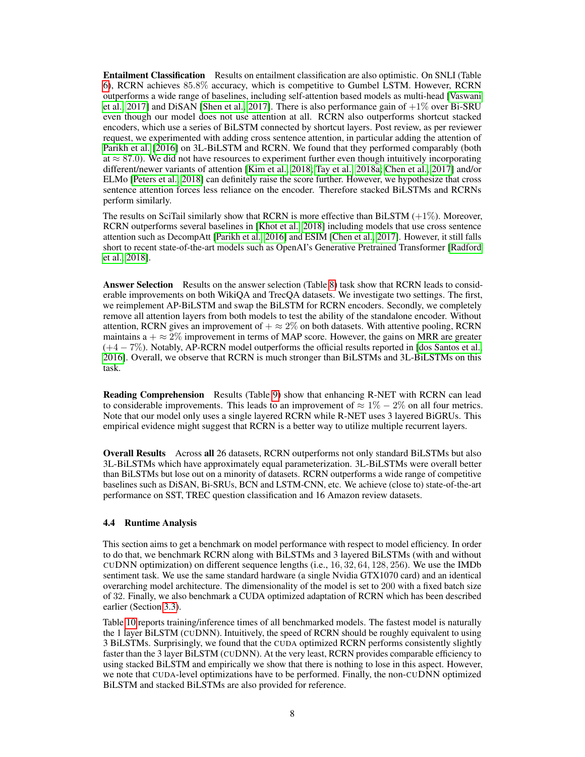**Entailment Classification** Results on entailment classification are also optimistic. On SNLI (Table 6), RCRN achieves $85.8\%$ accuracy, which is competitive to Gumbel LSTM. However, RCRN outperforms a wide range of baselines, including self-attention based models as multi-head [Vaswani et al., 2017] and DiSAN [Shen et al., 2017]. There is also performance gain of $+1\%$ over Bi-SRU even though our model does not use attention at all. RCRN also outperforms shortcut stacked encoders, which use a series of BiLSTM connected by shortcut layers. Post review, as per reviewer request, we experimented with adding cross sentence attention, in particular adding the attention of Parikh et al. [2016] on 3L-BiLSTM and RCRN. We found that they performed comparably (both at $\approx 87.0$). We did not have resources to experiment further even though intuitively incorporating different/newer variants of attention [Kim et al., 2018; Tay et al., 2018a; Chen et al., 2017] and/or ELMo [Peters et al., 2018] can definitely raise the score further. However, we hypothesize that cross sentence attention forces less reliance on the encoder. Therefore stacked BiLSTMs and RCRNs perform similarly.

The results on SciTail similarly show that RCRN is more effective than BiLSTM ($+1\%$). Moreover, RCRN outperforms several baselines in [Khot et al., 2018] including models that use cross sentence attention such as DecompAtt [Parikh et al., 2016] and ESIM [Chen et al., 2017]. However, it still falls short to recent state-of-the-art models such as OpenAI's Generative Pretrained Transformer [Radford et al., 2018].

**Answer Selection** Results on the answer selection (Table 8) task show that RCRN leads to considerable improvements on both WikiQA and TrecQA datasets. We investigate two settings. The first, we reimplement AP-BiLSTM and swap the BiLSTM for RCRN encoders. Secondly, we completely remove all attention layers from both models to test the ability of the standalone encoder. Without attention, RCRN gives an improvement of $+\approx 2\%$ on both datasets. With attentive pooling, RCRN maintains a $+\approx 2\%$ improvement in terms of MAP score. However, the gains on MRR are greater ($+4-7\%$). Notably, AP-RCRN model outperforms the official results reported in [dos Santos et al., 2016]. Overall, we observe that RCRN is much stronger than BiLSTMs and 3L-BiLSTMs on this task.

**Reading Comprehension** Results (Table 9) show that enhancing R-NET with RCRN can lead to considerable improvements. This leads to an improvement of $\approx 1\% - 2\%$ on all four metrics. Note that our model only uses a single layered RCRN while R-NET uses 3 layered BiGRUs. This empirical evidence might suggest that RCRN is a better way to utilize multiple recurrent layers.

**Overall Results** Across **all** 26 datasets, RCRN outperforms not only standard BiLSTMs but also 3L-BiLSTMs which have approximately equal parameterization. 3L-BiLSTMs were overall better than BiLSTMs but lose out on a minority of datasets. RCRN outperforms a wide range of competitive baselines such as DiSAN, Bi-SRUs, BCN and LSTM-CNN, etc. We achieve (close to) state-of-the-art performance on SST, TREC question classification and 16 Amazon review datasets.

### 4.4 Runtime Analysis

This section aims to get a benchmark on model performance with respect to model efficiency. In order to do that, we benchmark RCRN along with BiLSTMs and 3 layered BiLSTMs (with and without CUDNN optimization) on different sequence lengths (i.e., $16, 32, 64, 128, 256$). We use the IMDb sentiment task. We use the same standard hardware (a single Nvidia GTX1070 card) and an identical overarching model architecture. The dimensionality of the model is set to 200 with a fixed batch size of 32. Finally, we also benchmark a CUDA optimized adaptation of RCRN which has been described earlier (Section 3.3).

Table 10 reports training/inference times of all benchmarked models. The fastest model is naturally the 1 layer BiLSTM (CUDNN). Intuitively, the speed of RCRN should be roughly equivalent to using 3 BiLSTMs. Surprisingly, we found that the CUDA optimized RCRN performs consistently slightly faster than the 3 layer BiLSTM (CUDNN). At the very least, RCRN provides comparable efficiency to using stacked BiLSTM and empirically we show that there is nothing to lose in this aspect. However, we note that CUDA-level optimizations have to be performed. Finally, the non-CUDNN optimized BiLSTM and stacked BiLSTMs are also provided for reference.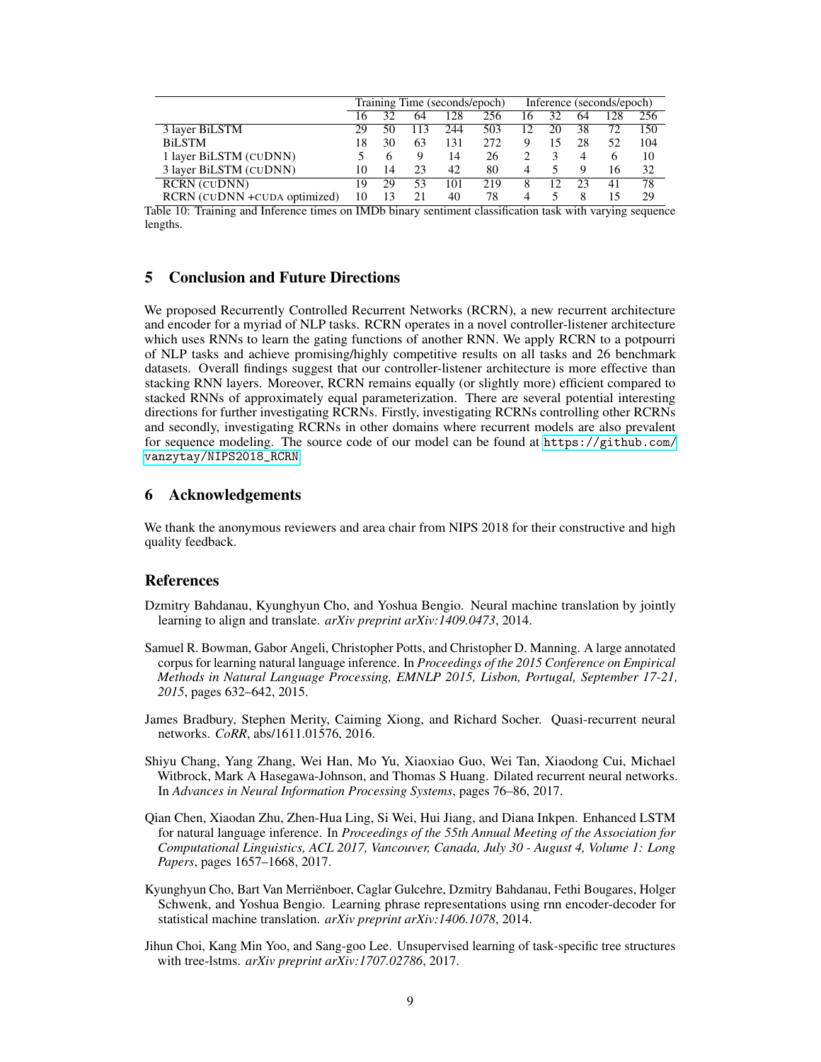| | Training Time (seconds/epoch) | | | | | Inference (seconds/epoch) | | | | |
|---|---|---|---|---|---|---|---|---|---|---|
| | 16 | 32 | 64 | 128 | 256 | 16 | 32 | 64 | 128 | 256 |
| 3 layer BiLSTM | 29 | 50 | 113 | 244 | 503 | 12 | 20 | 38 | 72 | 150 |
| BiLSTM | 18 | 30 | 63 | 131 | 272 | 9 | 15 | 28 | 52 | 104 |
| 1 layer BiLSTM (CUDNN) | 5 | 6 | 9 | 14 | 26 | 2 | 3 | 4 | 6 | 10 |
| 3 layer BiLSTM (CUDNN) | 10 | 14 | 23 | 42 | 80 | 4 | 5 | 9 | 16 | 32 |
| RCRN (CUDNN) | 19 | 29 | 53 | 101 | 219 | 8 | 12 | 23 | 41 | 78 |
| RCRN (CUDNN +CUDA optimized) | 10 | 13 | 21 | 40 | 78 | 4 | 5 | 8 | 15 | 29 |

Table 10: Training and Inference times on IMDb binary sentiment classification task with varying sequence lengths.

## 5 Conclusion and Future Directions

We proposed Recurrently Controlled Recurrent Networks (RCRN), a new recurrent architecture and encoder for a myriad of NLP tasks. RCRN operates in a novel controller-listener architecture which uses RNNs to learn the gating functions of another RNN. We apply RCRN to a potpourri of NLP tasks and achieve promising/highly competitive results on all tasks and 26 benchmark datasets. Overall findings suggest that our controller-listener architecture is more effective than stacking RNN layers. Moreover, RCRN remains equally (or slightly more) efficient compared to stacked RNNs of approximately equal parameterization. There are several potential interesting directions for further investigating RCRNs. Firstly, investigating RCRNs controlling other RCRNs and secondly, investigating RCRNs in other domains where recurrent models are also prevalent for sequence modeling. The source code of our model can be found at https://github.com/vanzytay/NIPS2018_RCRN.

## 6 Acknowledgements

We thank the anonymous reviewers and area chair from NIPS 2018 for their constructive and high quality feedback.

## References

Dzmitry Bahdanau, Kyunghyun Cho, and Yoshua Bengio. Neural machine translation by jointly learning to align and translate. *arXiv preprint arXiv:1409.0473*, 2014.

Samuel R. Bowman, Gabor Angeli, Christopher Potts, and Christopher D. Manning. A large annotated corpus for learning natural language inference. In *Proceedings of the 2015 Conference on Empirical Methods in Natural Language Processing, EMNLP 2015, Lisbon, Portugal, September 17-21, 2015*, pages 632–642, 2015.

James Bradbury, Stephen Merity, Caiming Xiong, and Richard Socher. Quasi-recurrent neural networks. *CoRR*, abs/1611.01576, 2016.

Shiyu Chang, Yang Zhang, Wei Han, Mo Yu, Xiaoxiao Guo, Wei Tan, Xiaodong Cui, Michael Witbrock, Mark A Hasegawa-Johnson, and Thomas S Huang. Dilated recurrent neural networks. In *Advances in Neural Information Processing Systems*, pages 76–86, 2017.

Qian Chen, Xiaodan Zhu, Zhen-Hua Ling, Si Wei, Hui Jiang, and Diana Inkpen. Enhanced LSTM for natural language inference. In *Proceedings of the 55th Annual Meeting of the Association for Computational Linguistics, ACL 2017, Vancouver, Canada, July 30 - August 4, Volume 1: Long Papers*, pages 1657–1668, 2017.

Kyunghyun Cho, Bart Van Merriënboer, Caglar Gulcehre, Dzmitry Bahdanau, Fethi Bougares, Holger Schwenk, and Yoshua Bengio. Learning phrase representations using rnn encoder-decoder for statistical machine translation. *arXiv preprint arXiv:1406.1078*, 2014.

Jihun Choi, Kang Min Yoo, and Sang-goo Lee. Unsupervised learning of task-specific tree structures with tree-lstms. *arXiv preprint arXiv:1707.02786*, 2017.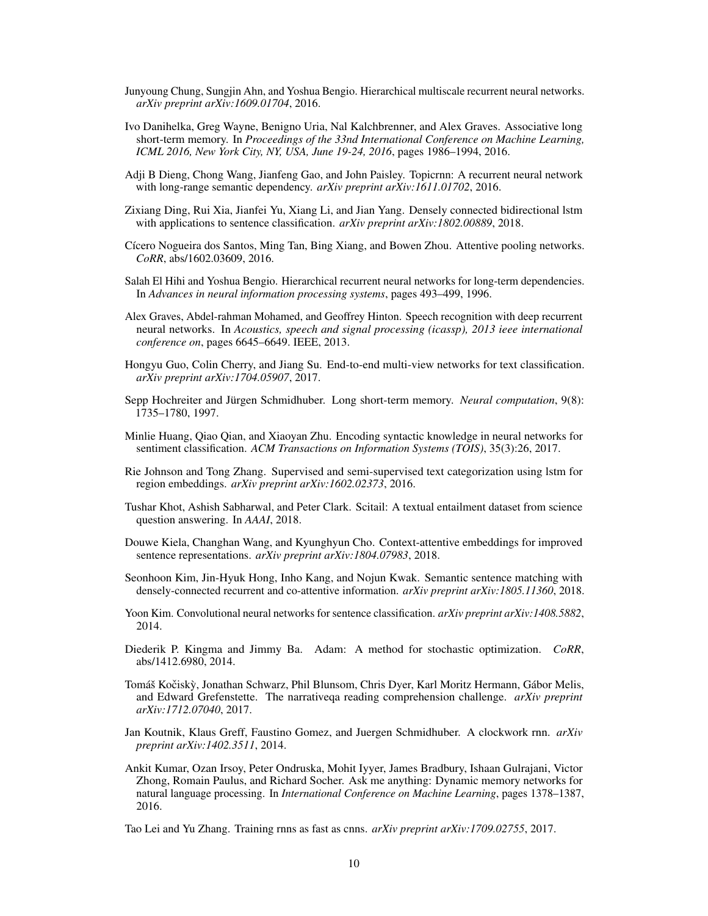Junyoung Chung, Sungjin Ahn, and Yoshua Bengio. Hierarchical multiscale recurrent neural networks. *arXiv preprint arXiv:1609.01704*, 2016.

Ivo Danihelka, Greg Wayne, Benigno Uria, Nal Kalchbrenner, and Alex Graves. Associative long short-term memory. In *Proceedings of the 33nd International Conference on Machine Learning, ICML 2016, New York City, NY, USA, June 19-24, 2016*, pages 1986–1994, 2016.

Adji B Dieng, Chong Wang, Jianfeng Gao, and John Paisley. Topicrnn: A recurrent neural network with long-range semantic dependency. *arXiv preprint arXiv:1611.01702*, 2016.

Zixiang Ding, Rui Xia, Jianfei Yu, Xiang Li, and Jian Yang. Densely connected bidirectional lstm with applications to sentence classification. *arXiv preprint arXiv:1802.00889*, 2018.

Cícero Nogueira dos Santos, Ming Tan, Bing Xiang, and Bowen Zhou. Attentive pooling networks. *CoRR*, abs/1602.03609, 2016.

Salah El Hihi and Yoshua Bengio. Hierarchical recurrent neural networks for long-term dependencies. In *Advances in neural information processing systems*, pages 493–499, 1996.

Alex Graves, Abdel-rahman Mohamed, and Geoffrey Hinton. Speech recognition with deep recurrent neural networks. In *Acoustics, speech and signal processing (icassp), 2013 ieee international conference on*, pages 6645–6649. IEEE, 2013.

Hongyu Guo, Colin Cherry, and Jiang Su. End-to-end multi-view networks for text classification. *arXiv preprint arXiv:1704.05907*, 2017.

Sepp Hochreiter and Jürgen Schmidhuber. Long short-term memory. *Neural computation*, 9(8): 1735–1780, 1997.

Minlie Huang, Qiao Qian, and Xiaoyan Zhu. Encoding syntactic knowledge in neural networks for sentiment classification. *ACM Transactions on Information Systems (TOIS)*, 35(3):26, 2017.

Rie Johnson and Tong Zhang. Supervised and semi-supervised text categorization using lstm for region embeddings. *arXiv preprint arXiv:1602.02373*, 2016.

Tushar Khot, Ashish Sabharwal, and Peter Clark. Scitail: A textual entailment dataset from science question answering. In *AAAI*, 2018.

Douwe Kiela, Changhan Wang, and Kyunghyun Cho. Context-attentive embeddings for improved sentence representations. *arXiv preprint arXiv:1804.07983*, 2018.

Seonhoon Kim, Jin-Hyuk Hong, Inho Kang, and Nojun Kwak. Semantic sentence matching with densely-connected recurrent and co-attentive information. *arXiv preprint arXiv:1805.11360*, 2018.

Yoon Kim. Convolutional neural networks for sentence classification. *arXiv preprint arXiv:1408.5882*, 2014.

Diederik P. Kingma and Jimmy Ba. Adam: A method for stochastic optimization. *CoRR*, abs/1412.6980, 2014.

Tomáš Kočiskỳ, Jonathan Schwarz, Phil Blunsom, Chris Dyer, Karl Moritz Hermann, Gábor Melis, and Edward Grefenstette. The narrativeqa reading comprehension challenge. *arXiv preprint arXiv:1712.07040*, 2017.

Jan Koutnik, Klaus Greff, Faustino Gomez, and Juergen Schmidhuber. A clockwork rnn. *arXiv preprint arXiv:1402.3511*, 2014.

Ankit Kumar, Ozan Irsoy, Peter Ondruska, Mohit Iyyer, James Bradbury, Ishaan Gulrajani, Victor Zhong, Romain Paulus, and Richard Socher. Ask me anything: Dynamic memory networks for natural language processing. In *International Conference on Machine Learning*, pages 1378–1387, 2016.

Tao Lei and Yu Zhang. Training rnns as fast as cnns. *arXiv preprint arXiv:1709.02755*, 2017.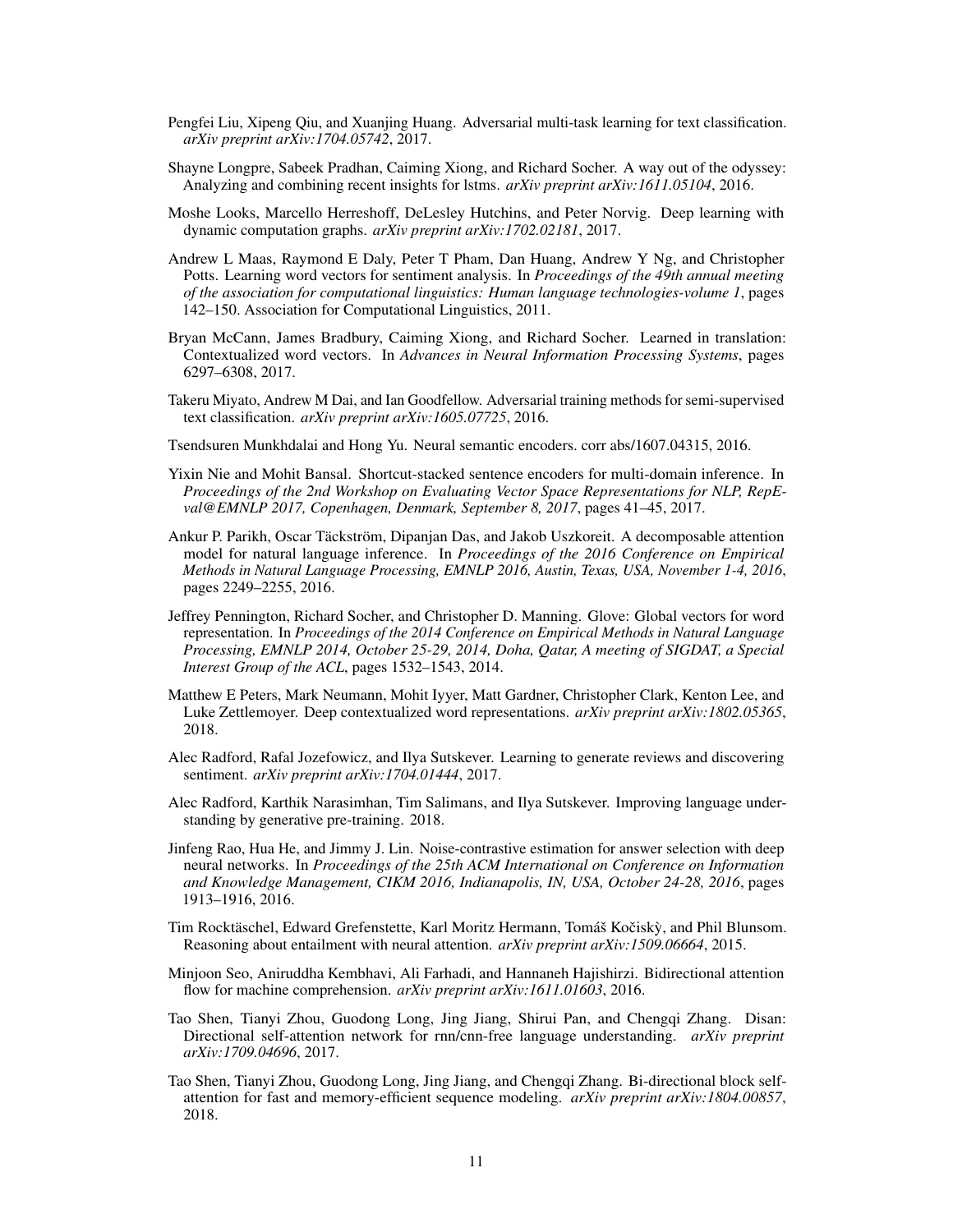Pengfei Liu, Xipeng Qiu, and Xuanjing Huang. Adversarial multi-task learning for text classification. *arXiv preprint arXiv:1704.05742*, 2017.

Shayne Longpre, Sabeek Pradhan, Caiming Xiong, and Richard Socher. A way out of the odyssey: Analyzing and combining recent insights for lstms. *arXiv preprint arXiv:1611.05104*, 2016.

Moshe Looks, Marcello Herreshoff, DeLesley Hutchins, and Peter Norvig. Deep learning with dynamic computation graphs. *arXiv preprint arXiv:1702.02181*, 2017.

Andrew L Maas, Raymond E Daly, Peter T Pham, Dan Huang, Andrew Y Ng, and Christopher Potts. Learning word vectors for sentiment analysis. In *Proceedings of the 49th annual meeting of the association for computational linguistics: Human language technologies-volume 1*, pages 142–150. Association for Computational Linguistics, 2011.

Bryan McCann, James Bradbury, Caiming Xiong, and Richard Socher. Learned in translation: Contextualized word vectors. In *Advances in Neural Information Processing Systems*, pages 6297–6308, 2017.

Takeru Miyato, Andrew M Dai, and Ian Goodfellow. Adversarial training methods for semi-supervised text classification. *arXiv preprint arXiv:1605.07725*, 2016.

Tsendsuren Munkhdalai and Hong Yu. Neural semantic encoders. corr abs/1607.04315, 2016.

Yixin Nie and Mohit Bansal. Shortcut-stacked sentence encoders for multi-domain inference. In *Proceedings of the 2nd Workshop on Evaluating Vector Space Representations for NLP, RepEval@EMNLP 2017, Copenhagen, Denmark, September 8, 2017*, pages 41–45, 2017.

Ankur P. Parikh, Oscar Täckström, Dipanjan Das, and Jakob Uszkoreit. A decomposable attention model for natural language inference. In *Proceedings of the 2016 Conference on Empirical Methods in Natural Language Processing, EMNLP 2016, Austin, Texas, USA, November 1-4, 2016*, pages 2249–2255, 2016.

Jeffrey Pennington, Richard Socher, and Christopher D. Manning. Glove: Global vectors for word representation. In *Proceedings of the 2014 Conference on Empirical Methods in Natural Language Processing, EMNLP 2014, October 25-29, 2014, Doha, Qatar, A meeting of SIGDAT, a Special Interest Group of the ACL*, pages 1532–1543, 2014.

Matthew E Peters, Mark Neumann, Mohit Iyyer, Matt Gardner, Christopher Clark, Kenton Lee, and Luke Zettlemoyer. Deep contextualized word representations. *arXiv preprint arXiv:1802.05365*, 2018.

Alec Radford, Rafal Jozefowicz, and Ilya Sutskever. Learning to generate reviews and discovering sentiment. *arXiv preprint arXiv:1704.01444*, 2017.

Alec Radford, Karthik Narasimhan, Tim Salimans, and Ilya Sutskever. Improving language understanding by generative pre-training. 2018.

Jinfeng Rao, Hua He, and Jimmy J. Lin. Noise-contrastive estimation for answer selection with deep neural networks. In *Proceedings of the 25th ACM International on Conference on Information and Knowledge Management, CIKM 2016, Indianapolis, IN, USA, October 24-28, 2016*, pages 1913–1916, 2016.

Tim Rocktäschel, Edward Grefenstette, Karl Moritz Hermann, Tomáš Kočiskỳ, and Phil Blunsom. Reasoning about entailment with neural attention. *arXiv preprint arXiv:1509.06664*, 2015.

Minjoon Seo, Aniruddha Kembhavi, Ali Farhadi, and Hannaneh Hajishirzi. Bidirectional attention flow for machine comprehension. *arXiv preprint arXiv:1611.01603*, 2016.

Tao Shen, Tianyi Zhou, Guodong Long, Jing Jiang, Shirui Pan, and Chengqi Zhang. Disan: Directional self-attention network for rnn/cnn-free language understanding. *arXiv preprint arXiv:1709.04696*, 2017.

Tao Shen, Tianyi Zhou, Guodong Long, Jing Jiang, and Chengqi Zhang. Bi-directional block self-attention for fast and memory-efficient sequence modeling. *arXiv preprint arXiv:1804.00857*, 2018.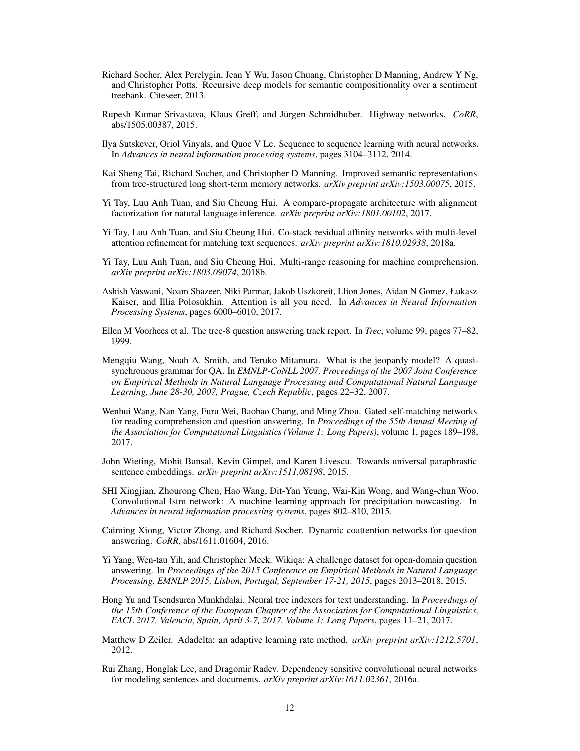Richard Socher, Alex Perelygin, Jean Y Wu, Jason Chuang, Christopher D Manning, Andrew Y Ng, and Christopher Potts. Recursive deep models for semantic compositionality over a sentiment treebank. Citeseer, 2013.

Rupesh Kumar Srivastava, Klaus Greff, and Jürgen Schmidhuber. Highway networks. *CoRR*, abs/1505.00387, 2015.

Ilya Sutskever, Oriol Vinyals, and Quoc V Le. Sequence to sequence learning with neural networks. In *Advances in neural information processing systems*, pages 3104–3112, 2014.

Kai Sheng Tai, Richard Socher, and Christopher D Manning. Improved semantic representations from tree-structured long short-term memory networks. *arXiv preprint arXiv:1503.00075*, 2015.

Yi Tay, Luu Anh Tuan, and Siu Cheung Hui. A compare-propagate architecture with alignment factorization for natural language inference. *arXiv preprint arXiv:1801.00102*, 2017.

Yi Tay, Luu Anh Tuan, and Siu Cheung Hui. Co-stack residual affinity networks with multi-level attention refinement for matching text sequences. *arXiv preprint arXiv:1810.02938*, 2018a.

Yi Tay, Luu Anh Tuan, and Siu Cheung Hui. Multi-range reasoning for machine comprehension. *arXiv preprint arXiv:1803.09074*, 2018b.

Ashish Vaswani, Noam Shazeer, Niki Parmar, Jakob Uszkoreit, Llion Jones, Aidan N Gomez, Łukasz Kaiser, and Illia Polosukhin. Attention is all you need. In *Advances in Neural Information Processing Systems*, pages 6000–6010, 2017.

Ellen M Voorhees et al. The trec-8 question answering track report. In *Trec*, volume 99, pages 77–82, 1999.

Mengqiu Wang, Noah A. Smith, and Teruko Mitamura. What is the jeopardy model? A quasi-synchronous grammar for QA. In *EMNLP-CoNLL 2007, Proceedings of the 2007 Joint Conference on Empirical Methods in Natural Language Processing and Computational Natural Language Learning, June 28-30, 2007, Prague, Czech Republic*, pages 22–32, 2007.

Wenhui Wang, Nan Yang, Furu Wei, Baobao Chang, and Ming Zhou. Gated self-matching networks for reading comprehension and question answering. In *Proceedings of the 55th Annual Meeting of the Association for Computational Linguistics (Volume 1: Long Papers)*, volume 1, pages 189–198, 2017.

John Wieting, Mohit Bansal, Kevin Gimpel, and Karen Livescu. Towards universal paraphrastic sentence embeddings. *arXiv preprint arXiv:1511.08198*, 2015.

SHI Xingjian, Zhourong Chen, Hao Wang, Dit-Yan Yeung, Wai-Kin Wong, and Wang-chun Woo. Convolutional lstm network: A machine learning approach for precipitation nowcasting. In *Advances in neural information processing systems*, pages 802–810, 2015.

Caiming Xiong, Victor Zhong, and Richard Socher. Dynamic coattention networks for question answering. *CoRR*, abs/1611.01604, 2016.

Yi Yang, Wen-tau Yih, and Christopher Meek. Wikiqa: A challenge dataset for open-domain question answering. In *Proceedings of the 2015 Conference on Empirical Methods in Natural Language Processing, EMNLP 2015, Lisbon, Portugal, September 17-21, 2015*, pages 2013–2018, 2015.

Hong Yu and Tsendsuren Munkhdalai. Neural tree indexers for text understanding. In *Proceedings of the 15th Conference of the European Chapter of the Association for Computational Linguistics, EACL 2017, Valencia, Spain, April 3-7, 2017, Volume 1: Long Papers*, pages 11–21, 2017.

Matthew D Zeiler. Adadelta: an adaptive learning rate method. *arXiv preprint arXiv:1212.5701*, 2012.

Rui Zhang, Honglak Lee, and Dragomir Radev. Dependency sensitive convolutional neural networks for modeling sentences and documents. *arXiv preprint arXiv:1611.02361*, 2016a.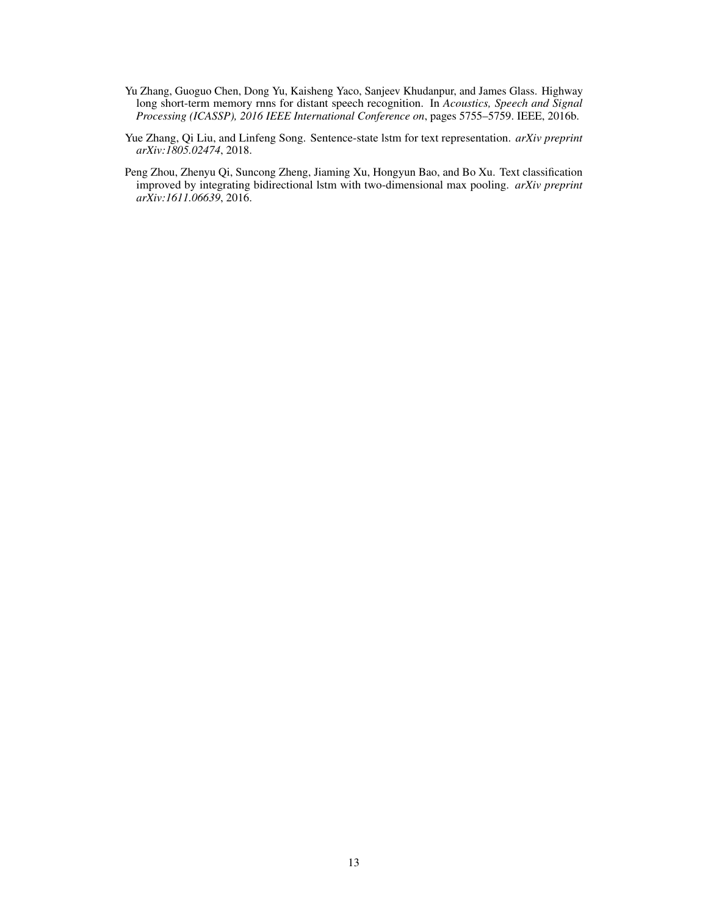Yu Zhang, Guoguo Chen, Dong Yu, Kaisheng Yaco, Sanjeev Khudanpur, and James Glass. Highway long short-term memory rnns for distant speech recognition. In *Acoustics, Speech and Signal Processing (ICASSP), 2016 IEEE International Conference on*, pages 5755–5759. IEEE, 2016b.

Yue Zhang, Qi Liu, and Linfeng Song. Sentence-state lstm for text representation. *arXiv preprint arXiv:1805.02474*, 2018.

Peng Zhou, Zhenyu Qi, Suncong Zheng, Jiaming Xu, Hongyun Bao, and Bo Xu. Text classification improved by integrating bidirectional lstm with two-dimensional max pooling. *arXiv preprint arXiv:1611.06639*, 2016.